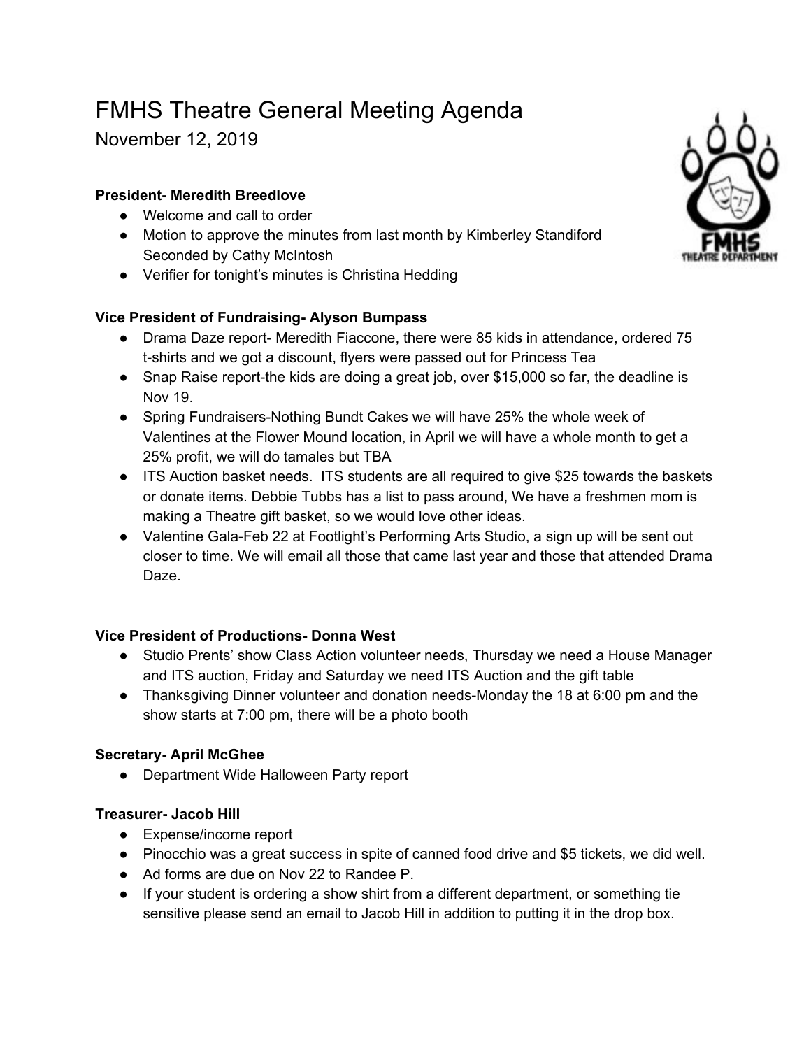# FMHS Theatre General Meeting Agenda

November 12, 2019

**President- Meredith Breedlove**

- Welcome and call to order
- Motion to approve the minutes from last month by Kimberley Standiford Seconded by Cathy McIntosh
- Verifier for tonight's minutes is Christina Hedding

**Vice President of Fundraising- Alyson Bumpass**

- Drama Daze report- Meredith Fiaccone, there were 85 kids in attendance, ordered 75 t-shirts and we got a discount, flyers were passed out for Princess Tea
- Snap Raise report-the kids are doing a great job, over $15,000 so far, the deadline is Nov 19.
- Spring Fundraisers-Nothing Bundt Cakes we will have 25% the whole week of Valentines at the Flower Mound location, in April we will have a whole month to get a 25% profit, we will do tamales but TBA
- ITS Auction basket needs. ITS students are all required to give $25 towards the baskets or donate items. Debbie Tubbs has a list to pass around, We have a freshmen mom is making a Theatre gift basket, so we would love other ideas.
- Valentine Gala-Feb 22 at Footlight's Performing Arts Studio, a sign up will be sent out closer to time. We will email all those that came last year and those that attended Drama Daze.

**Vice President of Productions- Donna West**

- Studio Prents' show Class Action volunteer needs, Thursday we need a House Manager and ITS auction, Friday and Saturday we need ITS Auction and the gift table
- Thanksgiving Dinner volunteer and donation needs-Monday the 18 at 6:00 pm and the show starts at 7:00 pm, there will be a photo booth

**Secretary- April McGhee**

- Department Wide Halloween Party report

**Treasurer- Jacob Hill**

- Expense/income report
- Pinocchio was a great success in spite of canned food drive and $5 tickets, we did well.
- Ad forms are due on Nov 22 to Randee P.
- If your student is ordering a show shirt from a different department, or something tie sensitive please send an email to Jacob Hill in addition to putting it in the drop box.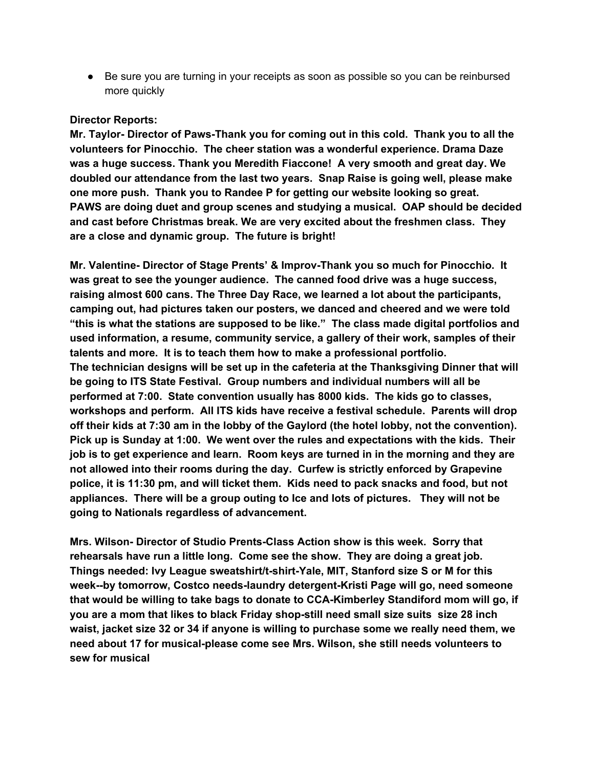- Be sure you are turning in your receipts as soon as possible so you can be reinbursed more quickly

**Director Reports:**

**Mr. Taylor- Director of Paws-Thank you for coming out in this cold. Thank you to all the volunteers for Pinocchio. The cheer station was a wonderful experience. Drama Daze was a huge success. Thank you Meredith Fiaccone! A very smooth and great day. We doubled our attendance from the last two years. Snap Raise is going well, please make one more push. Thank you to Randee P for getting our website looking so great. PAWS are doing duet and group scenes and studying a musical. OAP should be decided and cast before Christmas break. We are very excited about the freshmen class. They are a close and dynamic group. The future is bright!**

**Mr. Valentine- Director of Stage Prents' & Improv-Thank you so much for Pinocchio. It was great to see the younger audience. The canned food drive was a huge success, raising almost 600 cans. The Three Day Race, we learned a lot about the participants, camping out, had pictures taken our posters, we danced and cheered and we were told "this is what the stations are supposed to be like." The class made digital portfolios and used information, a resume, community service, a gallery of their work, samples of their talents and more. It is to teach them how to make a professional portfolio. The technician designs will be set up in the cafeteria at the Thanksgiving Dinner that will be going to ITS State Festival. Group numbers and individual numbers will all be performed at 7:00. State convention usually has 8000 kids. The kids go to classes, workshops and perform. All ITS kids have receive a festival schedule. Parents will drop off their kids at 7:30 am in the lobby of the Gaylord (the hotel lobby, not the convention). Pick up is Sunday at 1:00. We went over the rules and expectations with the kids. Their job is to get experience and learn. Room keys are turned in in the morning and they are not allowed into their rooms during the day. Curfew is strictly enforced by Grapevine police, it is 11:30 pm, and will ticket them. Kids need to pack snacks and food, but not appliances. There will be a group outing to Ice and lots of pictures. They will not be going to Nationals regardless of advancement.**

**Mrs. Wilson- Director of Studio Prents-Class Action show is this week. Sorry that rehearsals have run a little long. Come see the show. They are doing a great job. Things needed: Ivy League sweatshirt/t-shirt-Yale, MIT, Stanford size S or M for this week--by tomorrow, Costco needs-laundry detergent-Kristi Page will go, need someone that would be willing to take bags to donate to CCA-Kimberley Standiford mom will go, if you are a mom that likes to black Friday shop-still need small size suits size 28 inch waist, jacket size 32 or 34 if anyone is willing to purchase some we really need them, we need about 17 for musical-please come see Mrs. Wilson, she still needs volunteers to sew for musical**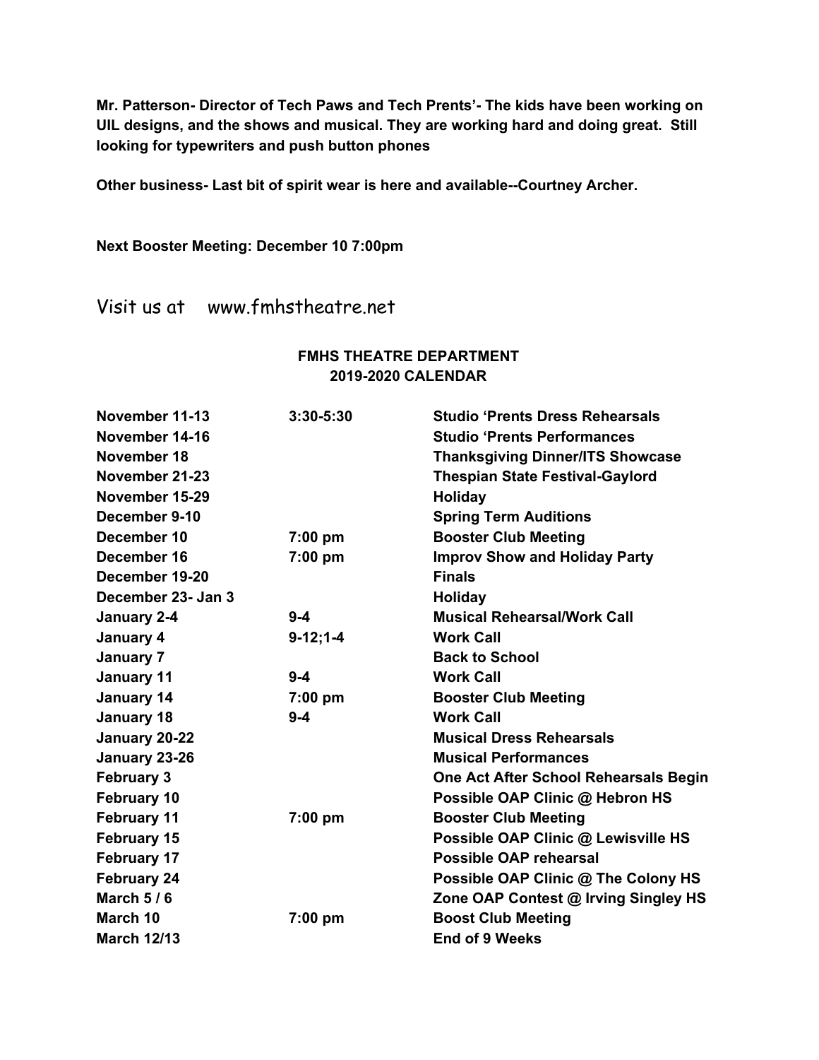**Mr. Patterson- Director of Tech Paws and Tech Prents'- The kids have been working on UIL designs, and the shows and musical. They are working hard and doing great. Still looking for typewriters and push button phones**

**Other business- Last bit of spirit wear is here and available--Courtney Archer.**

**Next Booster Meeting: December 10 7:00pm**

Visit us at www.fmhstheatre.net

## FMHS THEATRE DEPARTMENT
## 2019-2020 CALENDAR

| | | |
|---|---|---|
| **November 11-13** | **3:30-5:30** | **Studio 'Prents Dress Rehearsals** |
| **November 14-16** | | **Studio 'Prents Performances** |
| **November 18** | | **Thanksgiving Dinner/ITS Showcase** |
| **November 21-23** | | **Thespian State Festival-Gaylord** |
| **November 15-29** | | **Holiday** |
| **December 9-10** | | **Spring Term Auditions** |
| **December 10** | **7:00 pm** | **Booster Club Meeting** |
| **December 16** | **7:00 pm** | **Improv Show and Holiday Party** |
| **December 19-20** | | **Finals** |
| **December 23- Jan 3** | | **Holiday** |
| **January 2-4** | **9-4** | **Musical Rehearsal/Work Call** |
| **January 4** | **9-12;1-4** | **Work Call** |
| **January 7** | | **Back to School** |
| **January 11** | **9-4** | **Work Call** |
| **January 14** | **7:00 pm** | **Booster Club Meeting** |
| **January 18** | **9-4** | **Work Call** |
| **January 20-22** | | **Musical Dress Rehearsals** |
| **January 23-26** | | **Musical Performances** |
| **February 3** | | **One Act After School Rehearsals Begin** |
| **February 10** | | **Possible OAP Clinic @ Hebron HS** |
| **February 11** | **7:00 pm** | **Booster Club Meeting** |
| **February 15** | | **Possible OAP Clinic @ Lewisville HS** |
| **February 17** | | **Possible OAP rehearsal** |
| **February 24** | | **Possible OAP Clinic @ The Colony HS** |
| **March 5 / 6** | | **Zone OAP Contest @ Irving Singley HS** |
| **March 10** | **7:00 pm** | **Boost Club Meeting** |
| **March 12/13** | | **End of 9 Weeks** |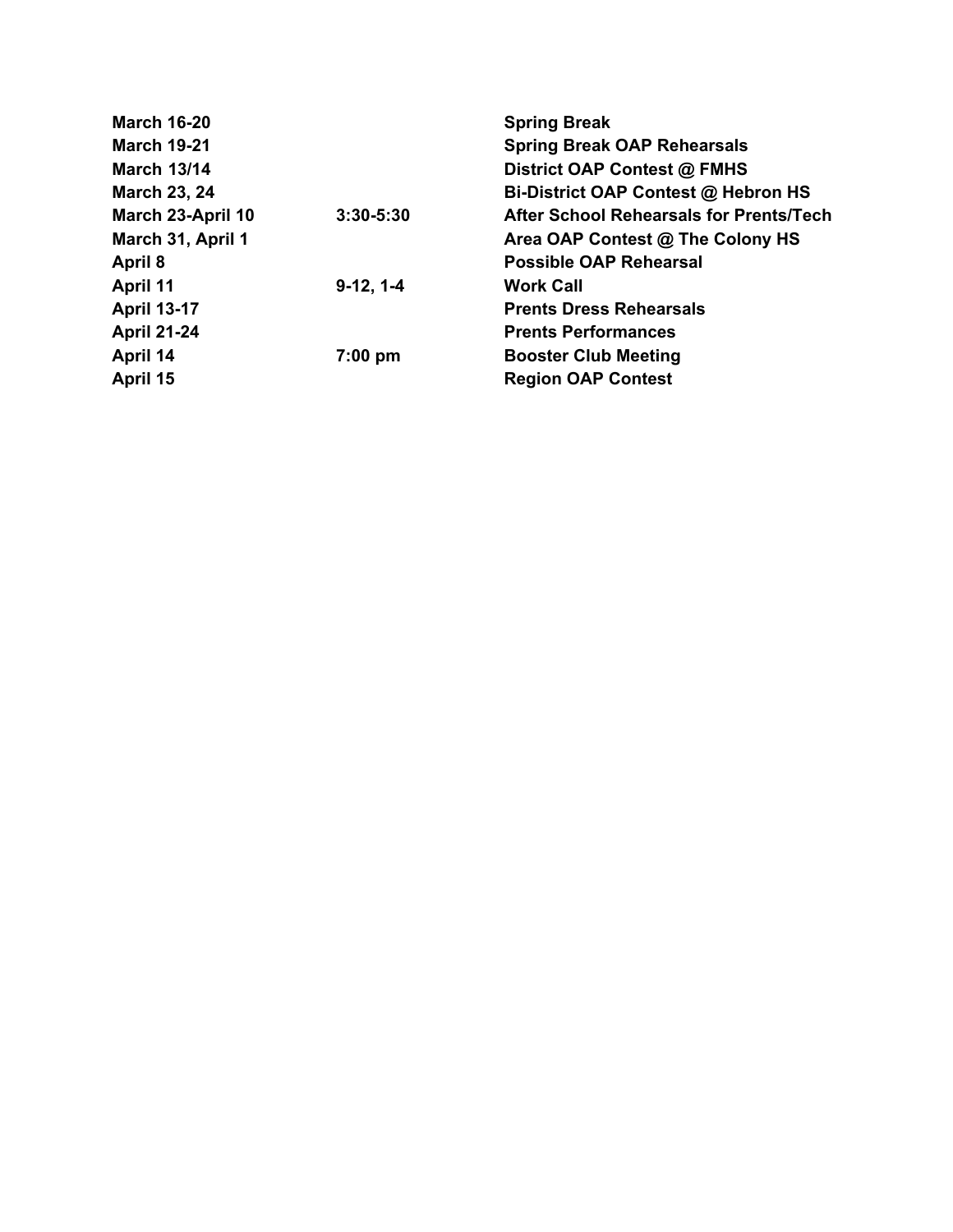| | | |
|---|---|---|
| **March 16-20** | | **Spring Break** |
| **March 19-21** | | **Spring Break OAP Rehearsals** |
| **March 13/14** | | **District OAP Contest @ FMHS** |
| **March 23, 24** | | **Bi-District OAP Contest @ Hebron HS** |
| **March 23-April 10** | **3:30-5:30** | **After School Rehearsals for Prents/Tech** |
| **March 31, April 1** | | **Area OAP Contest @ The Colony HS** |
| **April 8** | | **Possible OAP Rehearsal** |
| **April 11** | **9-12, 1-4** | **Work Call** |
| **April 13-17** | | **Prents Dress Rehearsals** |
| **April 21-24** | | **Prents Performances** |
| **April 14** | **7:00 pm** | **Booster Club Meeting** |
| **April 15** | | **Region OAP Contest** |